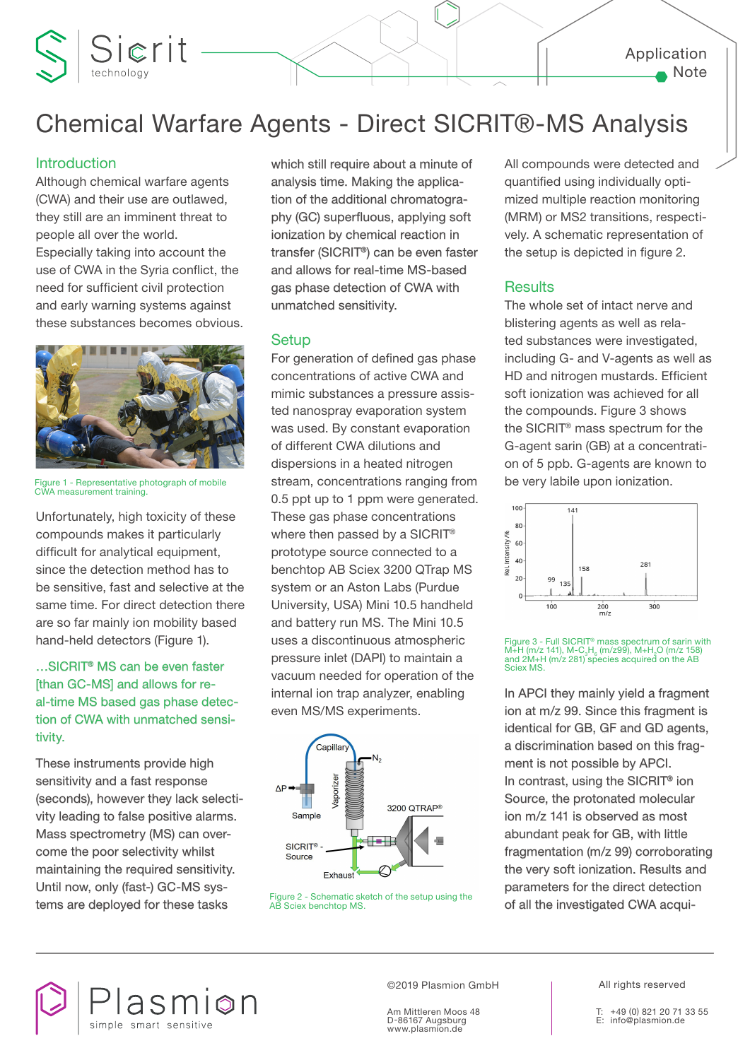# Chemical Warfare Agents - Direct SICRIT®-MS Analysis

## Introduction

Although chemical warfare agents (CWA) and their use are outlawed, they still are an imminent threat to people all over the world.
Especially taking into account the use of CWA in the Syria conflict, the need for sufficient civil protection and early warning systems against these substances becomes obvious.

Figure 1 - Representative photograph of mobile CWA measurement training.

Unfortunately, high toxicity of these compounds makes it particularly difficult for analytical equipment, since the detection method has to be sensitive, fast and selective at the same time. For direct detection there are so far mainly ion mobility based hand-held detectors (Figure 1).

*...SICRIT® MS can be even faster [than GC-MS] and allows for real-time MS based gas phase detection of CWA with unmatched sensitivity.*

These instruments provide high sensitivity and a fast response (seconds), however they lack selectivity leading to false positive alarms. Mass spectrometry (MS) can overcome the poor selectivity whilst maintaining the required sensitivity. Until now, only (fast-) GC-MS systems are deployed for these tasks which still require about a minute of analysis time. Making the application of the additional chromatography (GC) superfluous, applying soft ionization by chemical reaction in transfer (SICRIT®) can be even faster and allows for real-time MS-based gas phase detection of CWA with unmatched sensitivity.

## Setup

For generation of defined gas phase concentrations of active CWA and mimic substances a pressure assisted nanospray evaporation system was used. By constant evaporation of different CWA dilutions and dispersions in a heated nitrogen stream, concentrations ranging from 0.5 ppt up to 1 ppm were generated. These gas phase concentrations where then passed by a SICRIT® prototype source connected to a benchtop AB Sciex 3200 QTrap MS system or an Aston Labs (Purdue University, USA) Mini 10.5 handheld and battery run MS. The Mini 10.5 uses a discontinuous atmospheric pressure inlet (DAPI) to maintain a vacuum needed for operation of the internal ion trap analyzer, enabling even MS/MS experiments.

Figure 2 - Schematic sketch of the setup using the AB Sciex benchtop MS.

All compounds were detected and quantified using individually optimized multiple reaction monitoring (MRM) or MS2 transitions, respectively. A schematic representation of the setup is depicted in figure 2.

## Results

The whole set of intact nerve and blistering agents as well as related substances were investigated, including G- and V-agents as well as HD and nitrogen mustards. Efficient soft ionization was achieved for all the compounds. Figure 3 shows the SICRIT® mass spectrum for the G-agent sarin (GB) at a concentration of 5 ppb. G-agents are known to be very labile upon ionization.

Figure 3 - Full SICRIT® mass spectrum of sarin with M+H (m/z 141), M-$C_3H_6$ (m/z99), M+$H_2O$ (m/z 158) and 2M+H (m/z 281) species acquired on the AB Sciex MS.

In APCI they mainly yield a fragment ion at m/z 99. Since this fragment is identical for GB, GF and GD agents, a discrimination based on this fragment is not possible by APCI.
In contrast, using the SICRIT® ion Source, the protonated molecular ion m/z 141 is observed as most abundant peak for GB, with little fragmentation (m/z 99) corroborating the very soft ionization. Results and parameters for the direct detection of all the investigated CWA acqui-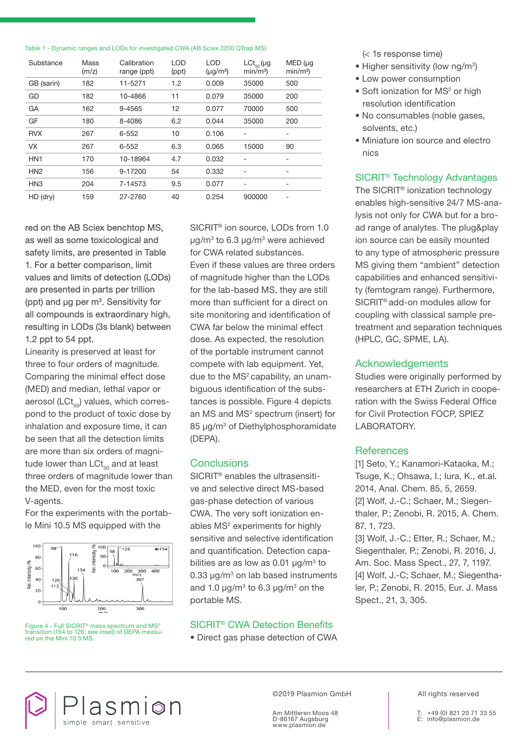Table 1 - Dynamic ranges and LODs for investigated CWA (AB Sciex 3200 QTrap MS).

| Substance | Mass (m/z) | Calibration range (ppt) | LOD (ppt) | LOD (μg/m³) | $LCt_{50}$ (μg min/m³) | MED (μg min/m³) |
|---|---|---|---|---|---|---|
| GB (sarin) | 182 | 11-5271 | 1.2 | 0.009 | 35000 | 500 |
| GD | 182 | 10-4866 | 11 | 0.079 | 35000 | 200 |
| GA | 162 | 9-4565 | 12 | 0.077 | 70000 | 500 |
| GF | 180 | 8-4086 | 6.2 | 0.044 | 35000 | 200 |
| RVX | 267 | 6-552 | 10 | 0.106 | - | - |
| VX | 267 | 6-552 | 6.3 | 0.065 | 15000 | 90 |
| HN1 | 170 | 10-18964 | 4.7 | 0.032 | - | - |
| HN2 | 156 | 9-17200 | 54 | 0.332 | - | - |
| HN3 | 204 | 7-14573 | 9.5 | 0.077 | - | - |
| HD (dry) | 159 | 27-2760 | 40 | 0.254 | 900000 | - |

red on the AB Sciex benchtop MS, as well as some toxicological and safety limits, are presented in Table 1. For a better comparison, limit values and limits of detection (LODs) are presented in parts per trillion (ppt) and μg per m³. Sensitivity for all compounds is extraordinary high, resulting in LODs (3s blank) between 1.2 ppt to 54 ppt.

Linearity is preserved at least for three to four orders of magnitude. Comparing the minimal effect dose (MED) and median, lethal vapor or aerosol ($LCt_{50}$) values, which correspond to the product of toxic dose by inhalation and exposure time, it can be seen that all the detection limits are more than six orders of magnitude lower than $LCt_{50}$ and at least three orders of magnitude lower than the MED, even for the most toxic V-agents.

For the experiments with the portable Mini 10.5 MS equipped with the SICRIT® ion source, LODs from 1.0 μg/m³ to 6.3 μg/m³ were achieved for CWA related substances.

Even if these values are three orders of magnitude higher than the LODs for the lab-based MS, they are still more than sufficient for a direct on site monitoring and identification of CWA far below the minimal effect dose. As expected, the resolution of the portable instrument cannot compete with lab equipment. Yet, due to the $MS^2$ capability, an unambiguous identification of the substances is possible. Figure 4 depicts an MS and $MS^2$ spectrum (insert) for 85 μg/m³ of Diethylphosphoramidate (DEPA).

Rel. Intensity /%
100
80
60
40
20
0
98
116
154
126
112
130
307
100
200
300
m/z
Rel. Intensity /%
100
50
0
98
126
←154
100 200 300 400
m/z

Figure 4 - Full SICRIT® mass spectrum and $MS^2$ transition (154 to 126; see inset) of DEPA measured on the Mini 10.5 MS.

## Conclusions

SICRIT® enables the ultrasensitive and selective direct MS-based gas-phase detection of various CWA. The very soft ionization enables $MS^2$ experiments for highly sensitive and selective identification and quantification. Detection capabilities are as low as 0.01 μg/m³ to 0.33 μg/m³ on lab based instruments and 1.0 μg/m³ to 6.3 μg/m³ on the portable MS.

## SICRIT® CWA Detection Benefits

- Direct gas phase detection of CWA (< 1s response time)
- Higher sensitivity (low ng/m³)
- Low power consumption
- Soft ionization for $MS^2$ or high resolution identification
- No consumables (noble gases, solvents, etc.)
- Miniature ion source and electronics

## SICRIT® Technology Advantages

The SICRIT® ionization technology enables high-sensitive 24/7 MS-analysis not only for CWA but for a broad range of analytes. The plug&play ion source can be easily mounted to any type of atmospheric pressure MS giving them "ambient" detection capabilities and enhanced sensitivity (femtogram range). Furthermore, SICRIT® add-on modules allow for coupling with classical sample pretreatment and separation techniques (HPLC, GC, SPME, LA).

## Acknowledgements

Studies were originally performed by researchers at ETH Zurich in cooperation with the Swiss Federal Office for Civil Protection FOCP, SPIEZ LABORATORY.

## References

[1] Seto, Y.; Kanamori-Kataoka, M.; Tsuge, K.; Ohsawa, I.; Iura, K., et.al. 2014, Anal. Chem. 85, 5, 2659.

[2] Wolf, J.-C.; Schaer, M.; Siegenthaler, P.; Zenobi, R. 2015, A. Chem. 87, 1, 723.

[3] Wolf, J.-C.; Etter, R.; Schaer, M.; Siegenthaler, P.; Zenobi, R. 2016, J. Am. Soc. Mass Spect., 27, 7, 1197.

[4] Wolf, J.-C; Schaer, M.; Siegenthaler, P.; Zenobi, R. 2015, Eur. J. Mass Spect., 21, 3, 305.

Plasmion
simple smart sensitive

©2019 Plasmion GmbH

All rights reserved

Am Mittleren Moos 48
D-86167 Augsburg
www.plasmion.de

T: +49 (0) 821 20 71 33 55
E: info@plasmion.de